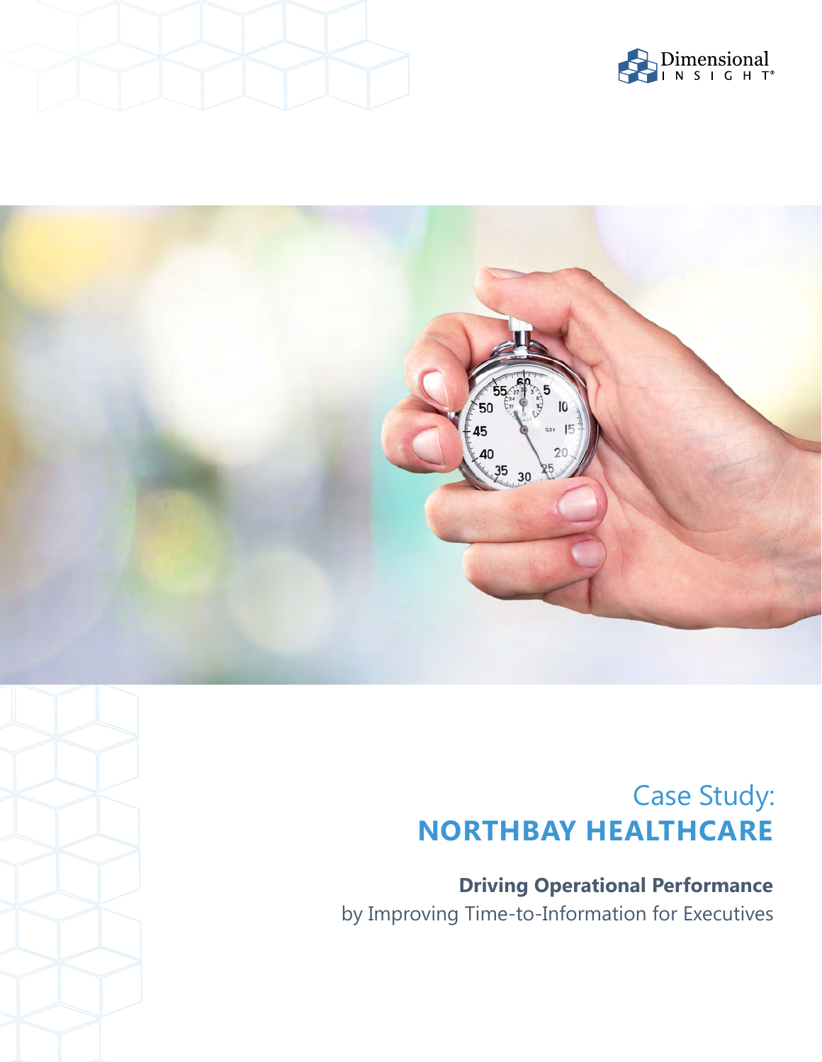Dimensional INSIGHT®

Case Study:
# NORTHBAY HEALTHCARE

**Driving Operational Performance**
by Improving Time-to-Information for Executives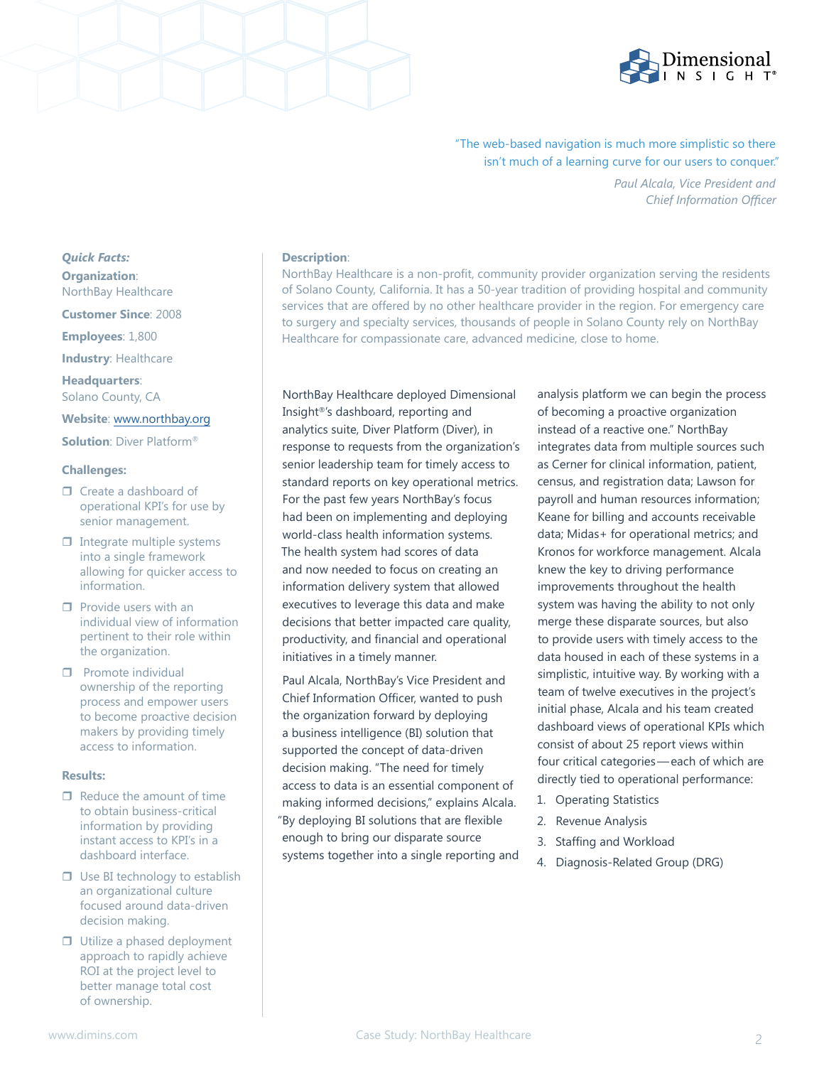"The web-based navigation is much more simplistic so there isn't much of a learning curve for our users to conquer."

*Paul Alcala, Vice President and Chief Information Officer*

***Quick Facts:***

**Organization**: NorthBay Healthcare

**Customer Since**: 2008

**Employees**: 1,800

**Industry**: Healthcare

**Headquarters**: Solano County, CA

**Website**: www.northbay.org

**Solution**: Diver Platform®

**Challenges:**

- ❒ Create a dashboard of operational KPI's for use by senior management.
- ❒ Integrate multiple systems into a single framework allowing for quicker access to information.
- ❒ Provide users with an individual view of information pertinent to their role within the organization.
- ❒ Promote individual ownership of the reporting process and empower users to become proactive decision makers by providing timely access to information.

**Results:**

- ❒ Reduce the amount of time to obtain business-critical information by providing instant access to KPI's in a dashboard interface.
- ❒ Use BI technology to establish an organizational culture focused around data-driven decision making.
- ❒ Utilize a phased deployment approach to rapidly achieve ROI at the project level to better manage total cost of ownership.

**Description**:

NorthBay Healthcare is a non-profit, community provider organization serving the residents of Solano County, California. It has a 50-year tradition of providing hospital and community services that are offered by no other healthcare provider in the region. For emergency care to surgery and specialty services, thousands of people in Solano County rely on NorthBay Healthcare for compassionate care, advanced medicine, close to home.

NorthBay Healthcare deployed Dimensional Insight®'s dashboard, reporting and analytics suite, Diver Platform (Diver), in response to requests from the organization's senior leadership team for timely access to standard reports on key operational metrics. For the past few years NorthBay's focus had been on implementing and deploying world-class health information systems. The health system had scores of data and now needed to focus on creating an information delivery system that allowed executives to leverage this data and make decisions that better impacted care quality, productivity, and financial and operational initiatives in a timely manner.

Paul Alcala, NorthBay's Vice President and Chief Information Officer, wanted to push the organization forward by deploying a business intelligence (BI) solution that supported the concept of data-driven decision making. "The need for timely access to data is an essential component of making informed decisions," explains Alcala. "By deploying BI solutions that are flexible enough to bring our disparate source systems together into a single reporting and analysis platform we can begin the process of becoming a proactive organization instead of a reactive one." NorthBay integrates data from multiple sources such as Cerner for clinical information, patient, census, and registration data; Lawson for payroll and human resources information; Keane for billing and accounts receivable data; Midas+ for operational metrics; and Kronos for workforce management. Alcala knew the key to driving performance improvements throughout the health system was having the ability to not only merge these disparate sources, but also to provide users with timely access to the data housed in each of these systems in a simplistic, intuitive way. By working with a team of twelve executives in the project's initial phase, Alcala and his team created dashboard views of operational KPIs which consist of about 25 report views within four critical categories—each of which are directly tied to operational performance:

1. Operating Statistics
2. Revenue Analysis
3. Staffing and Workload
4. Diagnosis-Related Group (DRG)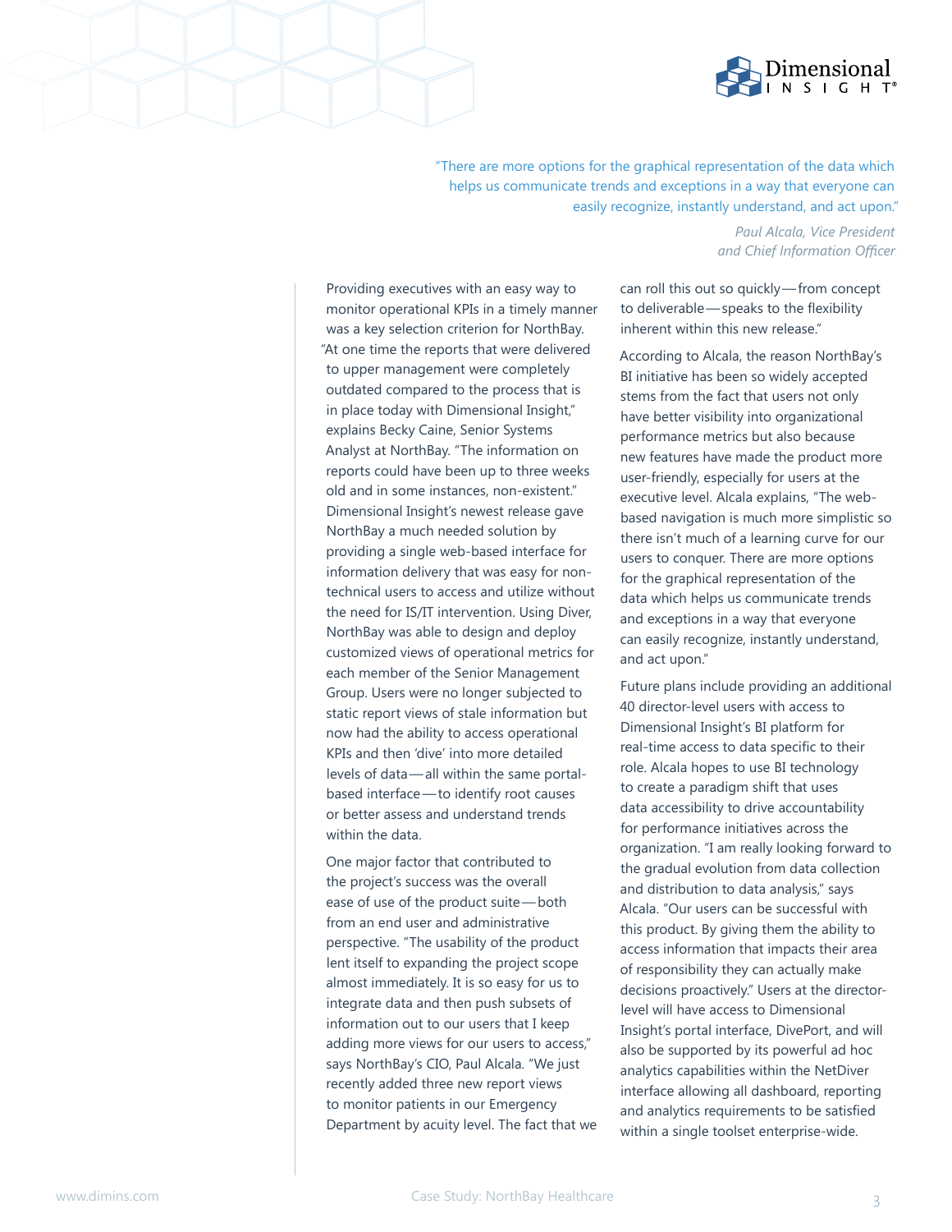> "There are more options for the graphical representation of the data which helps us communicate trends and exceptions in a way that everyone can easily recognize, instantly understand, and act upon."
>
> *Paul Alcala, Vice President and Chief Information Officer*

Providing executives with an easy way to monitor operational KPIs in a timely manner was a key selection criterion for NorthBay. "At one time the reports that were delivered to upper management were completely outdated compared to the process that is in place today with Dimensional Insight," explains Becky Caine, Senior Systems Analyst at NorthBay. "The information on reports could have been up to three weeks old and in some instances, non-existent." Dimensional Insight's newest release gave NorthBay a much needed solution by providing a single web-based interface for information delivery that was easy for non-technical users to access and utilize without the need for IS/IT intervention. Using Diver, NorthBay was able to design and deploy customized views of operational metrics for each member of the Senior Management Group. Users were no longer subjected to static report views of stale information but now had the ability to access operational KPIs and then 'dive' into more detailed levels of data—all within the same portal-based interface—to identify root causes or better assess and understand trends within the data.

One major factor that contributed to the project's success was the overall ease of use of the product suite—both from an end user and administrative perspective. "The usability of the product lent itself to expanding the project scope almost immediately. It is so easy for us to integrate data and then push subsets of information out to our users that I keep adding more views for our users to access," says NorthBay's CIO, Paul Alcala. "We just recently added three new report views to monitor patients in our Emergency Department by acuity level. The fact that we can roll this out so quickly—from concept to deliverable—speaks to the flexibility inherent within this new release."

According to Alcala, the reason NorthBay's BI initiative has been so widely accepted stems from the fact that users not only have better visibility into organizational performance metrics but also because new features have made the product more user-friendly, especially for users at the executive level. Alcala explains, "The web-based navigation is much more simplistic so there isn't much of a learning curve for our users to conquer. There are more options for the graphical representation of the data which helps us communicate trends and exceptions in a way that everyone can easily recognize, instantly understand, and act upon."

Future plans include providing an additional 40 director-level users with access to Dimensional Insight's BI platform for real-time access to data specific to their role. Alcala hopes to use BI technology to create a paradigm shift that uses data accessibility to drive accountability for performance initiatives across the organization. "I am really looking forward to the gradual evolution from data collection and distribution to data analysis," says Alcala. "Our users can be successful with this product. By giving them the ability to access information that impacts their area of responsibility they can actually make decisions proactively." Users at the director-level will have access to Dimensional Insight's portal interface, DivePort, and will also be supported by its powerful ad hoc analytics capabilities within the NetDiver interface allowing all dashboard, reporting and analytics requirements to be satisfied within a single toolset enterprise-wide.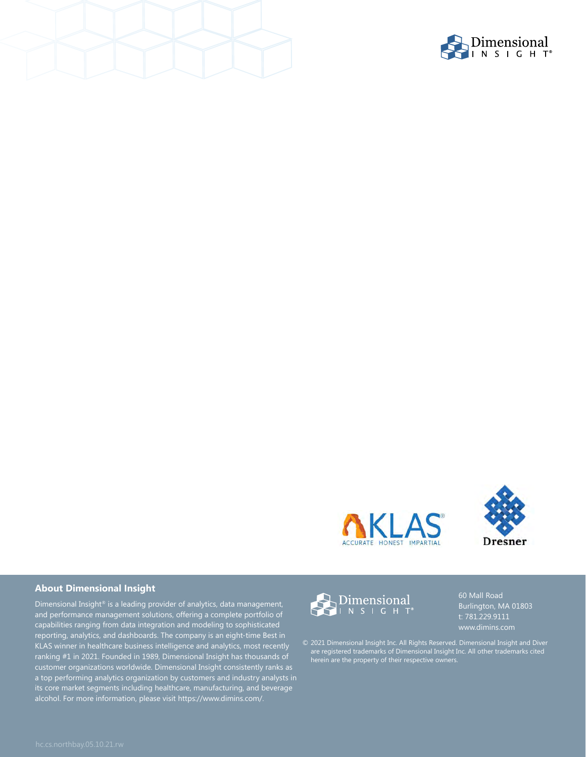## About Dimensional Insight

Dimensional Insight® is a leading provider of analytics, data management, and performance management solutions, offering a complete portfolio of capabilities ranging from data integration and modeling to sophisticated reporting, analytics, and dashboards. The company is an eight-time Best in KLAS winner in healthcare business intelligence and analytics, most recently ranking #1 in 2021. Founded in 1989, Dimensional Insight has thousands of customer organizations worldwide. Dimensional Insight consistently ranks as a top performing analytics organization by customers and industry analysts in its core market segments including healthcare, manufacturing, and beverage alcohol. For more information, please visit https://www.dimins.com/.

60 Mall Road
Burlington, MA 01803
t: 781.229.9111
www.dimins.com

© 2021 Dimensional Insight Inc. All Rights Reserved. Dimensional Insight and Diver are registered trademarks of Dimensional Insight Inc. All other trademarks cited herein are the property of their respective owners.

hc.cs.northbay.05.10.21.rw